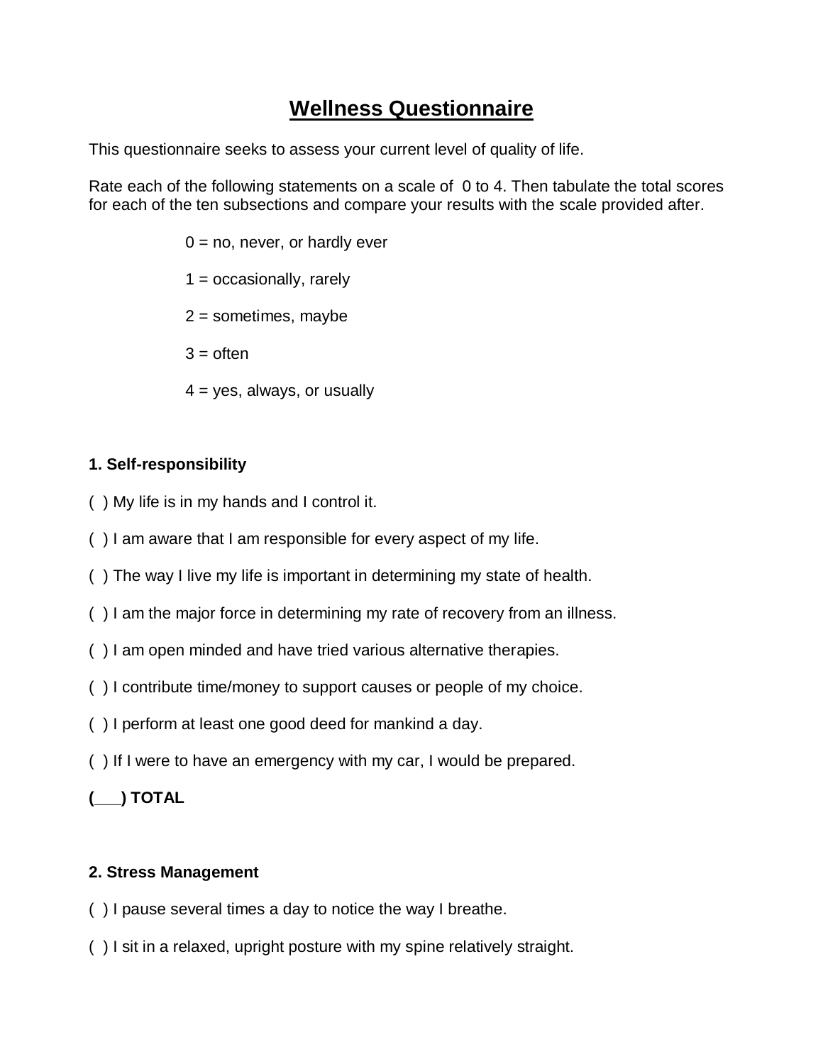# Wellness Questionnaire

This questionnaire seeks to assess your current level of quality of life.

Rate each of the following statements on a scale of 0 to 4. Then tabulate the total scores for each of the ten subsections and compare your results with the scale provided after.

0 = no, never, or hardly ever

1 = occasionally, rarely

2 = sometimes, maybe

3 = often

4 = yes, always, or usually

### 1. Self-responsibility

( ) My life is in my hands and I control it.

( ) I am aware that I am responsible for every aspect of my life.

( ) The way I live my life is important in determining my state of health.

( ) I am the major force in determining my rate of recovery from an illness.

( ) I am open minded and have tried various alternative therapies.

( ) I contribute time/money to support causes or people of my choice.

( ) I perform at least one good deed for mankind a day.

( ) If I were to have an emergency with my car, I would be prepared.

**(___) TOTAL**

### 2. Stress Management

( ) I pause several times a day to notice the way I breathe.

( ) I sit in a relaxed, upright posture with my spine relatively straight.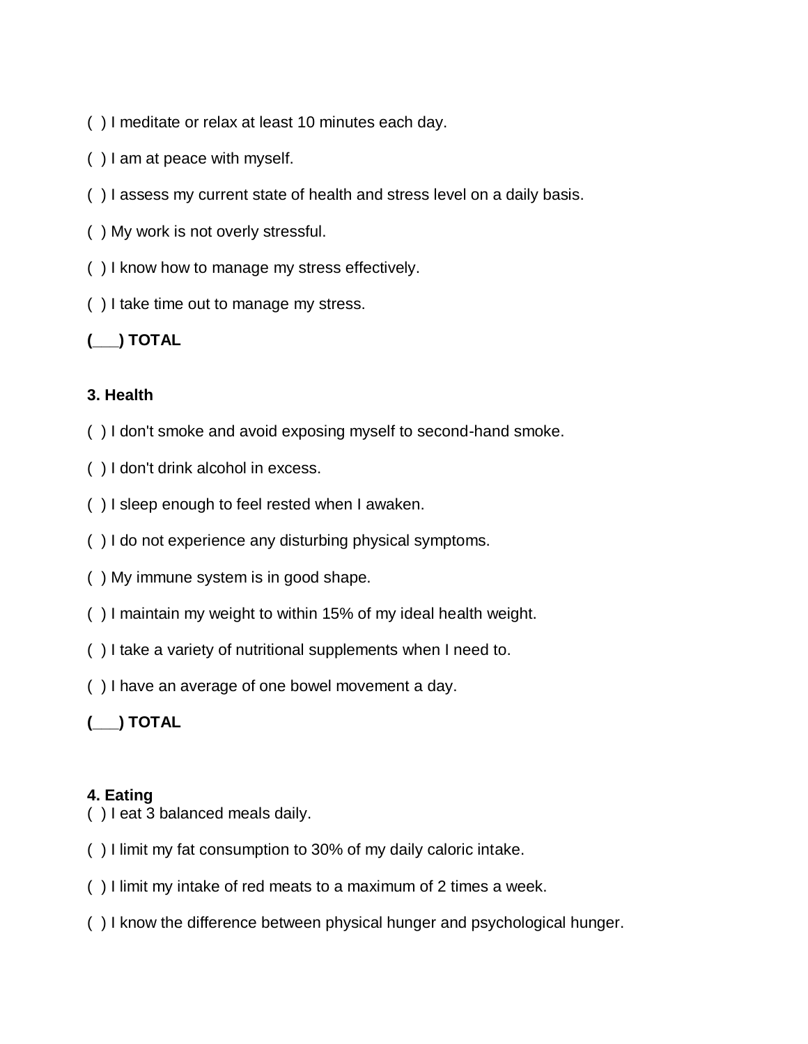( ) I meditate or relax at least 10 minutes each day.

( ) I am at peace with myself.

( ) I assess my current state of health and stress level on a daily basis.

( ) My work is not overly stressful.

( ) I know how to manage my stress effectively.

( ) I take time out to manage my stress.

**(___) TOTAL**

### 3. Health

( ) I don't smoke and avoid exposing myself to second-hand smoke.

( ) I don't drink alcohol in excess.

( ) I sleep enough to feel rested when I awaken.

( ) I do not experience any disturbing physical symptoms.

( ) My immune system is in good shape.

( ) I maintain my weight to within 15% of my ideal health weight.

( ) I take a variety of nutritional supplements when I need to.

( ) I have an average of one bowel movement a day.

**(___) TOTAL**

### 4. Eating

( ) I eat 3 balanced meals daily.

( ) I limit my fat consumption to 30% of my daily caloric intake.

( ) I limit my intake of red meats to a maximum of 2 times a week.

( ) I know the difference between physical hunger and psychological hunger.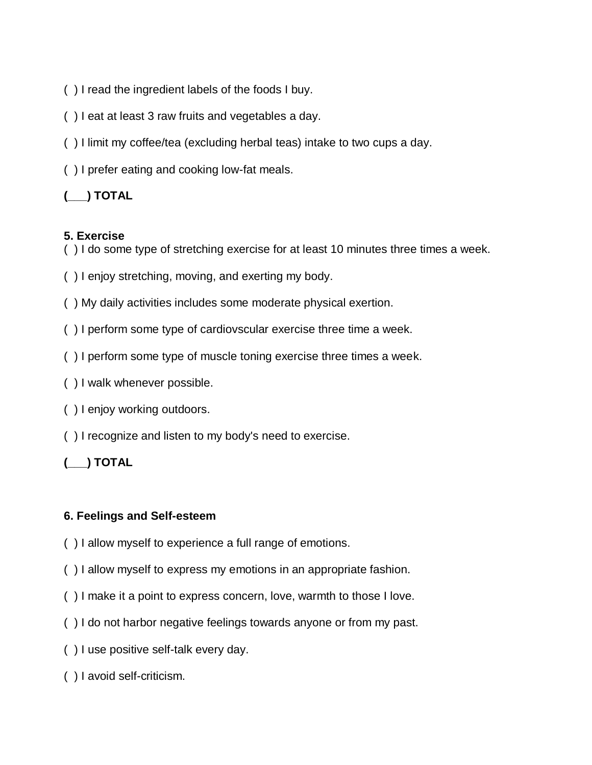( ) I read the ingredient labels of the foods I buy.

( ) I eat at least 3 raw fruits and vegetables a day.

( ) I limit my coffee/tea (excluding herbal teas) intake to two cups a day.

( ) I prefer eating and cooking low-fat meals.

**(___) TOTAL**

**5. Exercise**

( ) I do some type of stretching exercise for at least 10 minutes three times a week.

( ) I enjoy stretching, moving, and exerting my body.

( ) My daily activities includes some moderate physical exertion.

( ) I perform some type of cardiovscular exercise three time a week.

( ) I perform some type of muscle toning exercise three times a week.

( ) I walk whenever possible.

( ) I enjoy working outdoors.

( ) I recognize and listen to my body's need to exercise.

**(___) TOTAL**

**6. Feelings and Self-esteem**

( ) I allow myself to experience a full range of emotions.

( ) I allow myself to express my emotions in an appropriate fashion.

( ) I make it a point to express concern, love, warmth to those I love.

( ) I do not harbor negative feelings towards anyone or from my past.

( ) I use positive self-talk every day.

( ) I avoid self-criticism.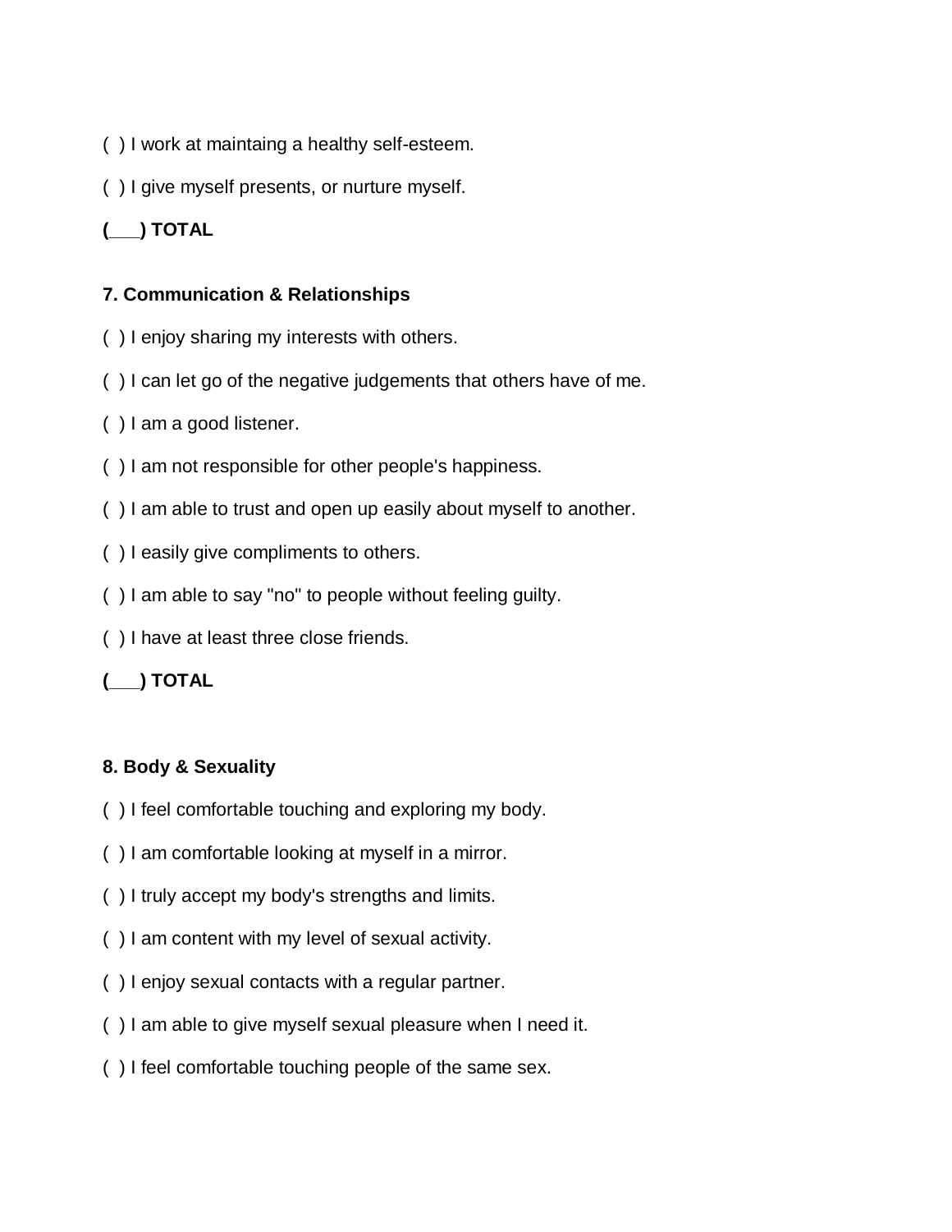( ) I work at maintaing a healthy self-esteem.

( ) I give myself presents, or nurture myself.

**(___) TOTAL**

**7. Communication & Relationships**

( ) I enjoy sharing my interests with others.

( ) I can let go of the negative judgements that others have of me.

( ) I am a good listener.

( ) I am not responsible for other people's happiness.

( ) I am able to trust and open up easily about myself to another.

( ) I easily give compliments to others.

( ) I am able to say "no" to people without feeling guilty.

( ) I have at least three close friends.

**(___) TOTAL**

**8. Body & Sexuality**

( ) I feel comfortable touching and exploring my body.

( ) I am comfortable looking at myself in a mirror.

( ) I truly accept my body's strengths and limits.

( ) I am content with my level of sexual activity.

( ) I enjoy sexual contacts with a regular partner.

( ) I am able to give myself sexual pleasure when I need it.

( ) I feel comfortable touching people of the same sex.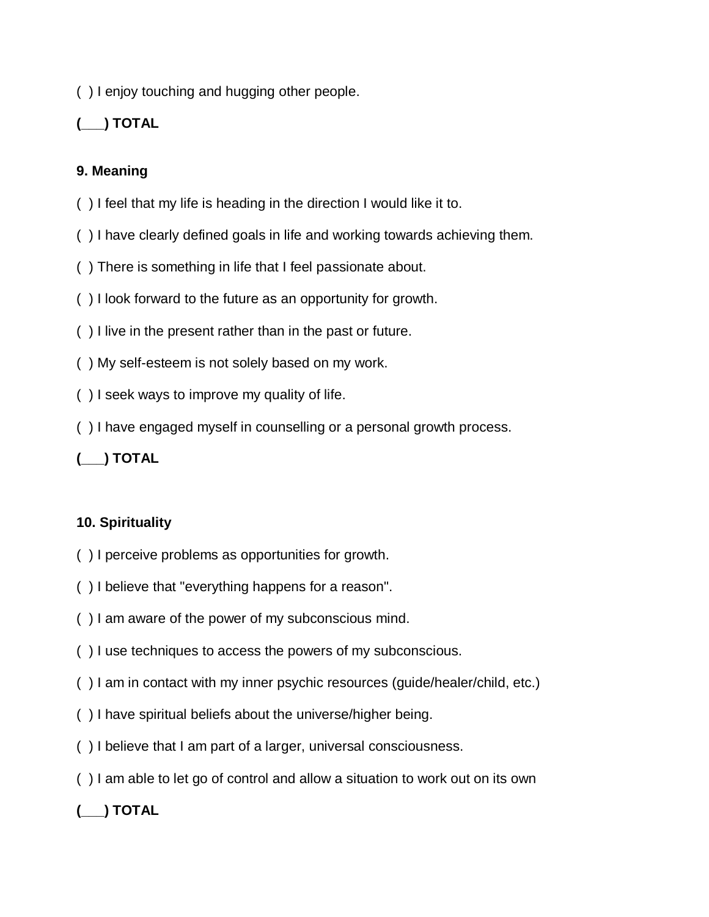( ) I enjoy touching and hugging other people.

**(___) TOTAL**

**9. Meaning**

( ) I feel that my life is heading in the direction I would like it to.

( ) I have clearly defined goals in life and working towards achieving them.

( ) There is something in life that I feel passionate about.

( ) I look forward to the future as an opportunity for growth.

( ) I live in the present rather than in the past or future.

( ) My self-esteem is not solely based on my work.

( ) I seek ways to improve my quality of life.

( ) I have engaged myself in counselling or a personal growth process.

**(___) TOTAL**

**10. Spirituality**

( ) I perceive problems as opportunities for growth.

( ) I believe that "everything happens for a reason".

( ) I am aware of the power of my subconscious mind.

( ) I use techniques to access the powers of my subconscious.

( ) I am in contact with my inner psychic resources (guide/healer/child, etc.)

( ) I have spiritual beliefs about the universe/higher being.

( ) I believe that I am part of a larger, universal consciousness.

( ) I am able to let go of control and allow a situation to work out on its own

**(___) TOTAL**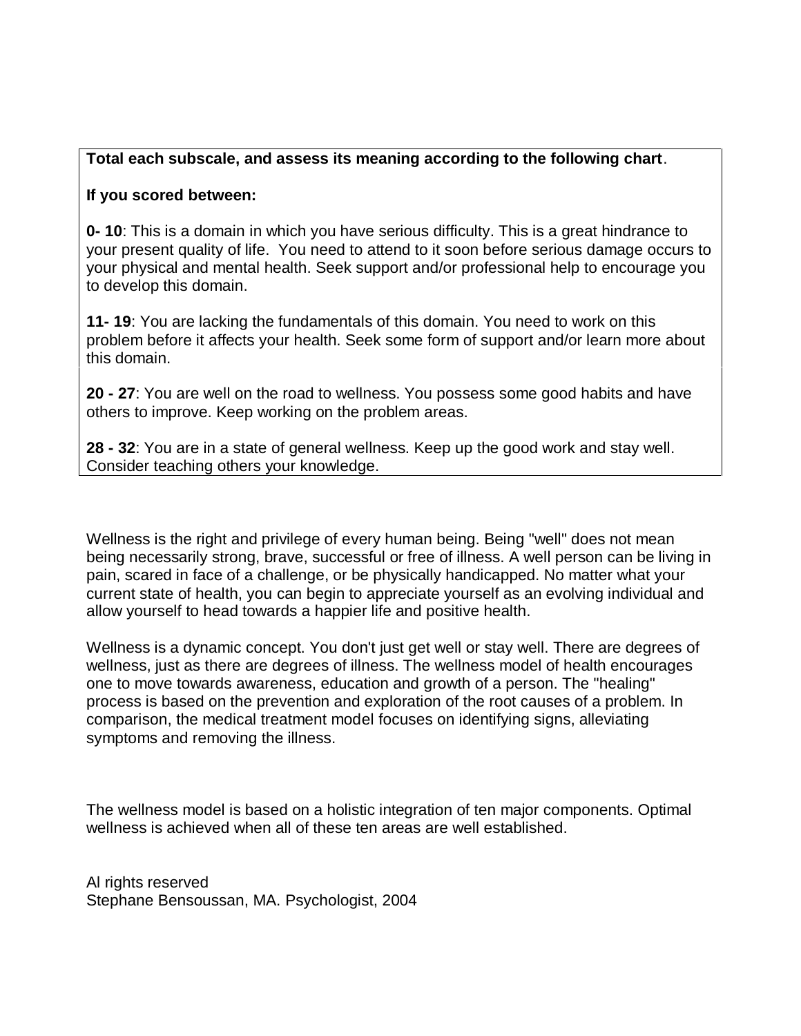**Total each subscale, and assess its meaning according to the following chart**.

**If you scored between:**

**0- 10**: This is a domain in which you have serious difficulty. This is a great hindrance to your present quality of life. You need to attend to it soon before serious damage occurs to your physical and mental health. Seek support and/or professional help to encourage you to develop this domain.

**11- 19**: You are lacking the fundamentals of this domain. You need to work on this problem before it affects your health. Seek some form of support and/or learn more about this domain.

**20 - 27**: You are well on the road to wellness. You possess some good habits and have others to improve. Keep working on the problem areas.

**28 - 32**: You are in a state of general wellness. Keep up the good work and stay well. Consider teaching others your knowledge.

Wellness is the right and privilege of every human being. Being "well" does not mean being necessarily strong, brave, successful or free of illness. A well person can be living in pain, scared in face of a challenge, or be physically handicapped. No matter what your current state of health, you can begin to appreciate yourself as an evolving individual and allow yourself to head towards a happier life and positive health.

Wellness is a dynamic concept. You don't just get well or stay well. There are degrees of wellness, just as there are degrees of illness. The wellness model of health encourages one to move towards awareness, education and growth of a person. The "healing" process is based on the prevention and exploration of the root causes of a problem. In comparison, the medical treatment model focuses on identifying signs, alleviating symptoms and removing the illness.

The wellness model is based on a holistic integration of ten major components. Optimal wellness is achieved when all of these ten areas are well established.

Al rights reserved
Stephane Bensoussan, MA. Psychologist, 2004